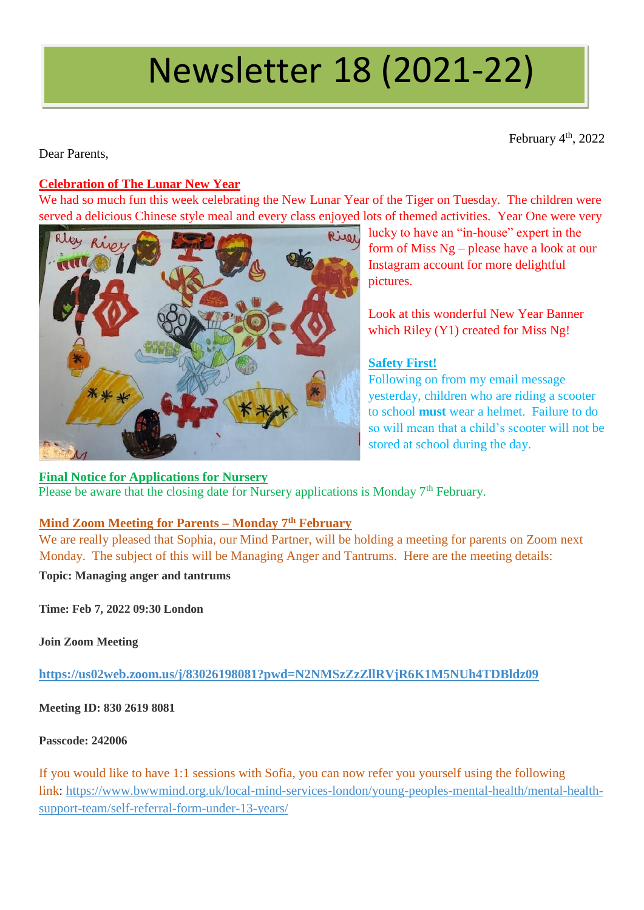# Newsletter 18 (2021-22)

February 4th, 2022

Dear Parents,

**Celebration of The Lunar New Year**

We had so much fun this week celebrating the New Lunar Year of the Tiger on Tuesday. The children were served a delicious Chinese style meal and every class enjoyed lots of themed activities. Year One were very lucky to have an "in-house" expert in the form of Miss Ng – please have a look at our Instagram account for more delightful pictures.

Look at this wonderful New Year Banner which Riley (Y1) created for Miss Ng!

**Safety First!**

Following on from my email message yesterday, children who are riding a scooter to school **must** wear a helmet. Failure to do so will mean that a child's scooter will not be stored at school during the day.

**Final Notice for Applications for Nursery**

Please be aware that the closing date for Nursery applications is Monday 7th February.

**Mind Zoom Meeting for Parents – Monday 7th February**

We are really pleased that Sophia, our Mind Partner, will be holding a meeting for parents on Zoom next Monday. The subject of this will be Managing Anger and Tantrums. Here are the meeting details:

**Topic: Managing anger and tantrums**

**Time: Feb 7, 2022 09:30 London**

**Join Zoom Meeting**

**https://us02web.zoom.us/j/83026198081?pwd=N2NMSzZzZllRVjR6K1M5NUh4TDBldz09**

**Meeting ID: 830 2619 8081**

**Passcode: 242006**

If you would like to have 1:1 sessions with Sofia, you can now refer you yourself using the following link: https://www.bwwmind.org.uk/local-mind-services-london/young-peoples-mental-health/mental-health-support-team/self-referral-form-under-13-years/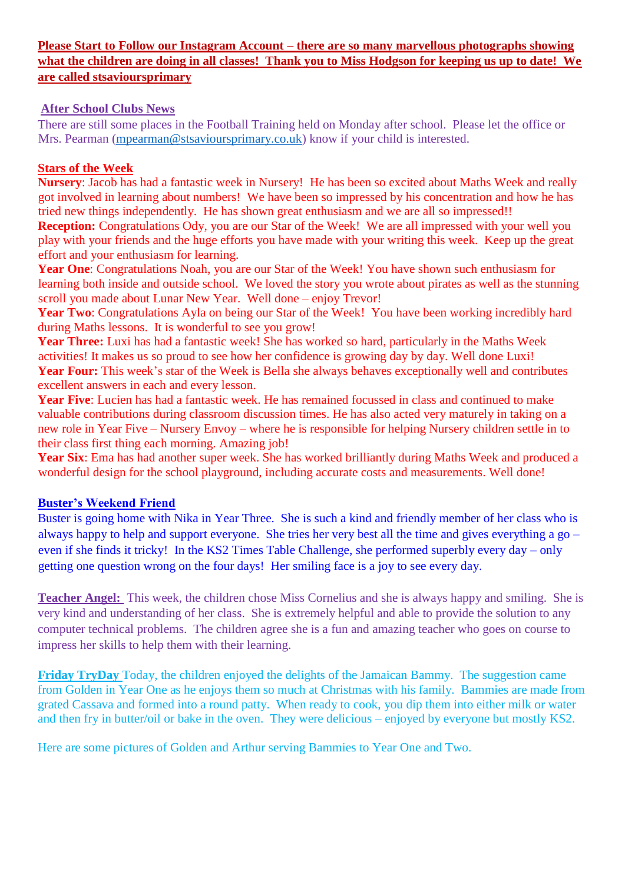**Please Start to Follow our Instagram Account – there are so many marvellous photographs showing what the children are doing in all classes! Thank you to Miss Hodgson for keeping us up to date! We are called stsavioursprimary**

## After School Clubs News

There are still some places in the Football Training held on Monday after school. Please let the office or Mrs. Pearman (mpearman@stsavioursprimary.co.uk) know if your child is interested.

## Stars of the Week

**Nursery**: Jacob has had a fantastic week in Nursery! He has been so excited about Maths Week and really got involved in learning about numbers! We have been so impressed by his concentration and how he has tried new things independently. He has shown great enthusiasm and we are all so impressed!!

**Reception:** Congratulations Ody, you are our Star of the Week! We are all impressed with your well you play with your friends and the huge efforts you have made with your writing this week. Keep up the great effort and your enthusiasm for learning.

**Year One**: Congratulations Noah, you are our Star of the Week! You have shown such enthusiasm for learning both inside and outside school. We loved the story you wrote about pirates as well as the stunning scroll you made about Lunar New Year. Well done – enjoy Trevor!

**Year Two**: Congratulations Ayla on being our Star of the Week! You have been working incredibly hard during Maths lessons. It is wonderful to see you grow!

**Year Three:** Luxi has had a fantastic week! She has worked so hard, particularly in the Maths Week activities! It makes us so proud to see how her confidence is growing day by day. Well done Luxi!

**Year Four:** This week's star of the Week is Bella she always behaves exceptionally well and contributes excellent answers in each and every lesson.

**Year Five**: Lucien has had a fantastic week. He has remained focussed in class and continued to make valuable contributions during classroom discussion times. He has also acted very maturely in taking on a new role in Year Five – Nursery Envoy – where he is responsible for helping Nursery children settle in to their class first thing each morning. Amazing job!

**Year Six**: Ema has had another super week. She has worked brilliantly during Maths Week and produced a wonderful design for the school playground, including accurate costs and measurements. Well done!

## Buster's Weekend Friend

Buster is going home with Nika in Year Three. She is such a kind and friendly member of her class who is always happy to help and support everyone. She tries her very best all the time and gives everything a go – even if she finds it tricky! In the KS2 Times Table Challenge, she performed superbly every day – only getting one question wrong on the four days! Her smiling face is a joy to see every day.

**Teacher Angel:** This week, the children chose Miss Cornelius and she is always happy and smiling. She is very kind and understanding of her class. She is extremely helpful and able to provide the solution to any computer technical problems. The children agree she is a fun and amazing teacher who goes on course to impress her skills to help them with their learning.

**Friday TryDay** Today, the children enjoyed the delights of the Jamaican Bammy. The suggestion came from Golden in Year One as he enjoys them so much at Christmas with his family. Bammies are made from grated Cassava and formed into a round patty. When ready to cook, you dip them into either milk or water and then fry in butter/oil or bake in the oven. They were delicious – enjoyed by everyone but mostly KS2.

Here are some pictures of Golden and Arthur serving Bammies to Year One and Two.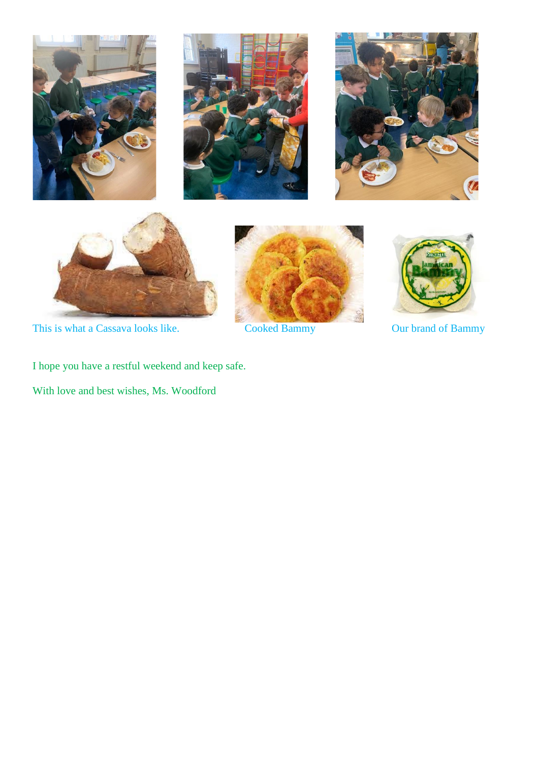This is what a Cassava looks like.

Cooked Bammy

Our brand of Bammy

I hope you have a restful weekend and keep safe.

With love and best wishes, Ms. Woodford